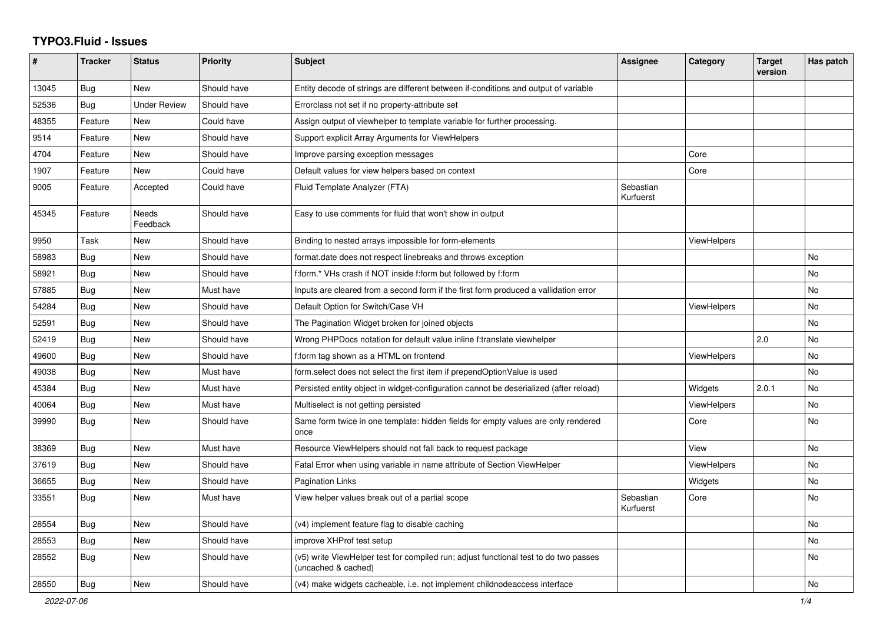# TYPO3.Fluid - Issues

| # | Tracker | Status | Priority | Subject | Assignee | Category | Target version | Has patch |
|---|---|---|---|---|---|---|---|---|
| 13045 | Bug | New | Should have | Entity decode of strings are different between if-conditions and output of variable | | | | |
| 52536 | Bug | Under Review | Should have | Errorclass not set if no property-attribute set | | | | |
| 48355 | Feature | New | Could have | Assign output of viewhelper to template variable for further processing. | | | | |
| 9514 | Feature | New | Should have | Support explicit Array Arguments for ViewHelpers | | | | |
| 4704 | Feature | New | Should have | Improve parsing exception messages | | Core | | |
| 1907 | Feature | New | Could have | Default values for view helpers based on context | | Core | | |
| 9005 | Feature | Accepted | Could have | Fluid Template Analyzer (FTA) | Sebastian Kurfuerst | | | |
| 45345 | Feature | Needs Feedback | Should have | Easy to use comments for fluid that won't show in output | | | | |
| 9950 | Task | New | Should have | Binding to nested arrays impossible for form-elements | | ViewHelpers | | |
| 58983 | Bug | New | Should have | format.date does not respect linebreaks and throws exception | | | | No |
| 58921 | Bug | New | Should have | f:form.* VHs crash if NOT inside f:form but followed by f:form | | | | No |
| 57885 | Bug | New | Must have | Inputs are cleared from a second form if the first form produced a vallidation error | | | | No |
| 54284 | Bug | New | Should have | Default Option for Switch/Case VH | | ViewHelpers | | No |
| 52591 | Bug | New | Should have | The Pagination Widget broken for joined objects | | | | No |
| 52419 | Bug | New | Should have | Wrong PHPDocs notation for default value inline f:translate viewhelper | | | 2.0 | No |
| 49600 | Bug | New | Should have | f:form tag shown as a HTML on frontend | | ViewHelpers | | No |
| 49038 | Bug | New | Must have | form.select does not select the first item if prependOptionValue is used | | | | No |
| 45384 | Bug | New | Must have | Persisted entity object in widget-configuration cannot be deserialized (after reload) | | Widgets | 2.0.1 | No |
| 40064 | Bug | New | Must have | Multiselect is not getting persisted | | ViewHelpers | | No |
| 39990 | Bug | New | Should have | Same form twice in one template: hidden fields for empty values are only rendered once | | Core | | No |
| 38369 | Bug | New | Must have | Resource ViewHelpers should not fall back to request package | | View | | No |
| 37619 | Bug | New | Should have | Fatal Error when using variable in name attribute of Section ViewHelper | | ViewHelpers | | No |
| 36655 | Bug | New | Should have | Pagination Links | | Widgets | | No |
| 33551 | Bug | New | Must have | View helper values break out of a partial scope | Sebastian Kurfuerst | Core | | No |
| 28554 | Bug | New | Should have | (v4) implement feature flag to disable caching | | | | No |
| 28553 | Bug | New | Should have | improve XHProf test setup | | | | No |
| 28552 | Bug | New | Should have | (v5) write ViewHelper test for compiled run; adjust functional test to do two passes (uncached & cached) | | | | No |
| 28550 | Bug | New | Should have | (v4) make widgets cacheable, i.e. not implement childnodeaccess interface | | | | No |

2022-07-06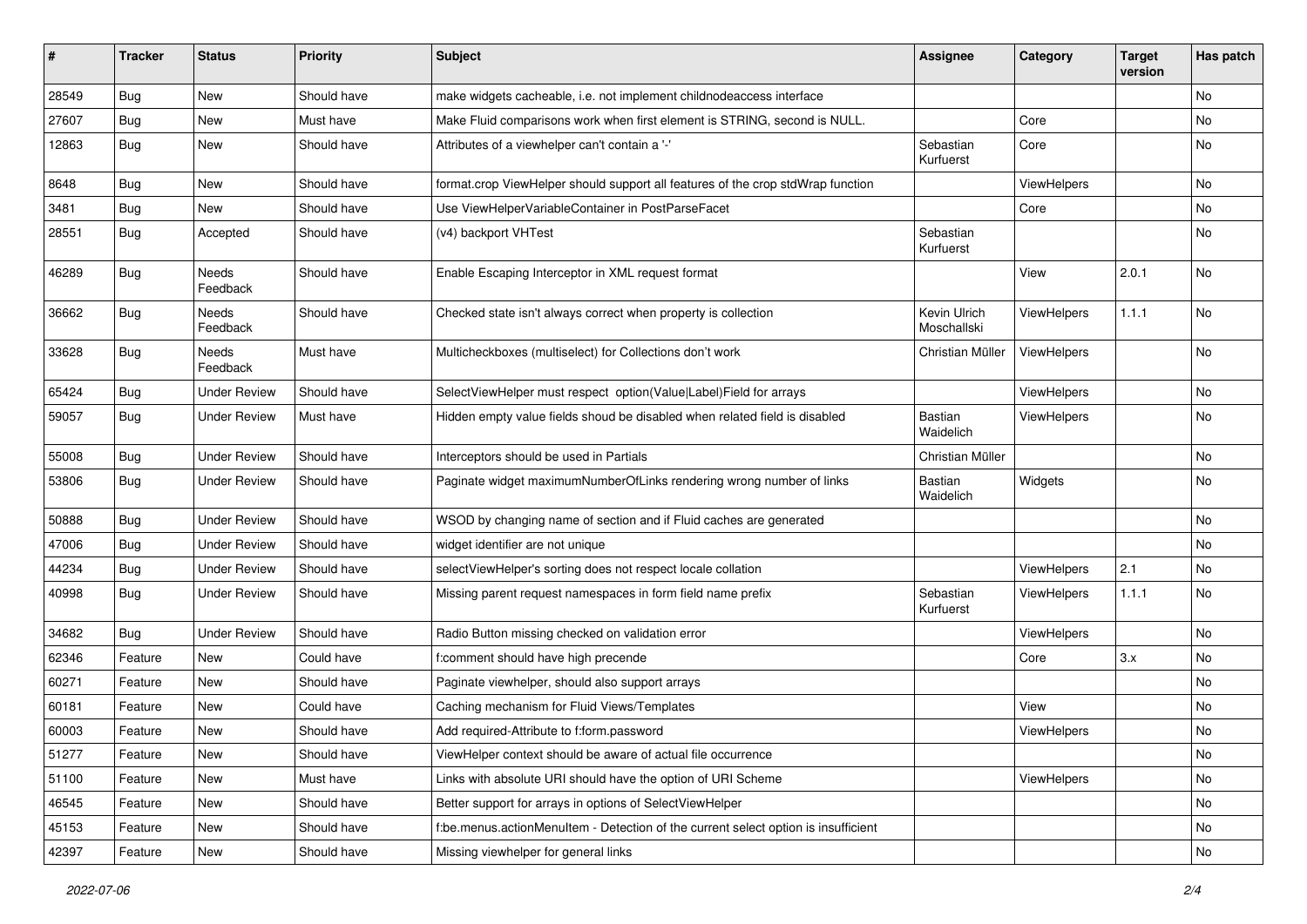| # | Tracker | Status | Priority | Subject | Assignee | Category | Target version | Has patch |
|---|---|---|---|---|---|---|---|---|
| 28549 | Bug | New | Should have | make widgets cacheable, i.e. not implement childnodeaccess interface | | | | No |
| 27607 | Bug | New | Must have | Make Fluid comparisons work when first element is STRING, second is NULL. | | Core | | No |
| 12863 | Bug | New | Should have | Attributes of a viewhelper can't contain a '-' | Sebastian Kurfuerst | Core | | No |
| 8648 | Bug | New | Should have | format.crop ViewHelper should support all features of the crop stdWrap function | | ViewHelpers | | No |
| 3481 | Bug | New | Should have | Use ViewHelperVariableContainer in PostParseFacet | | Core | | No |
| 28551 | Bug | Accepted | Should have | (v4) backport VHTest | Sebastian Kurfuerst | | | No |
| 46289 | Bug | Needs Feedback | Should have | Enable Escaping Interceptor in XML request format | | View | 2.0.1 | No |
| 36662 | Bug | Needs Feedback | Should have | Checked state isn't always correct when property is collection | Kevin Ulrich Moschallski | ViewHelpers | 1.1.1 | No |
| 33628 | Bug | Needs Feedback | Must have | Multicheckboxes (multiselect) for Collections don't work | Christian Müller | ViewHelpers | | No |
| 65424 | Bug | Under Review | Should have | SelectViewHelper must respect option(Value\|Label)Field for arrays | | ViewHelpers | | No |
| 59057 | Bug | Under Review | Must have | Hidden empty value fields shoud be disabled when related field is disabled | Bastian Waidelich | ViewHelpers | | No |
| 55008 | Bug | Under Review | Should have | Interceptors should be used in Partials | Christian Müller | | | No |
| 53806 | Bug | Under Review | Should have | Paginate widget maximumNumberOfLinks rendering wrong number of links | Bastian Waidelich | Widgets | | No |
| 50888 | Bug | Under Review | Should have | WSOD by changing name of section and if Fluid caches are generated | | | | No |
| 47006 | Bug | Under Review | Should have | widget identifier are not unique | | | | No |
| 44234 | Bug | Under Review | Should have | selectViewHelper's sorting does not respect locale collation | | ViewHelpers | 2.1 | No |
| 40998 | Bug | Under Review | Should have | Missing parent request namespaces in form field name prefix | Sebastian Kurfuerst | ViewHelpers | 1.1.1 | No |
| 34682 | Bug | Under Review | Should have | Radio Button missing checked on validation error | | ViewHelpers | | No |
| 62346 | Feature | New | Could have | f:comment should have high precende | | Core | 3.x | No |
| 60271 | Feature | New | Should have | Paginate viewhelper, should also support arrays | | | | No |
| 60181 | Feature | New | Could have | Caching mechanism for Fluid Views/Templates | | View | | No |
| 60003 | Feature | New | Should have | Add required-Attribute to f:form.password | | ViewHelpers | | No |
| 51277 | Feature | New | Should have | ViewHelper context should be aware of actual file occurrence | | | | No |
| 51100 | Feature | New | Must have | Links with absolute URI should have the option of URI Scheme | | ViewHelpers | | No |
| 46545 | Feature | New | Should have | Better support for arrays in options of SelectViewHelper | | | | No |
| 45153 | Feature | New | Should have | f:be.menus.actionMenuItem - Detection of the current select option is insufficient | | | | No |
| 42397 | Feature | New | Should have | Missing viewhelper for general links | | | | No |

*2022-07-06*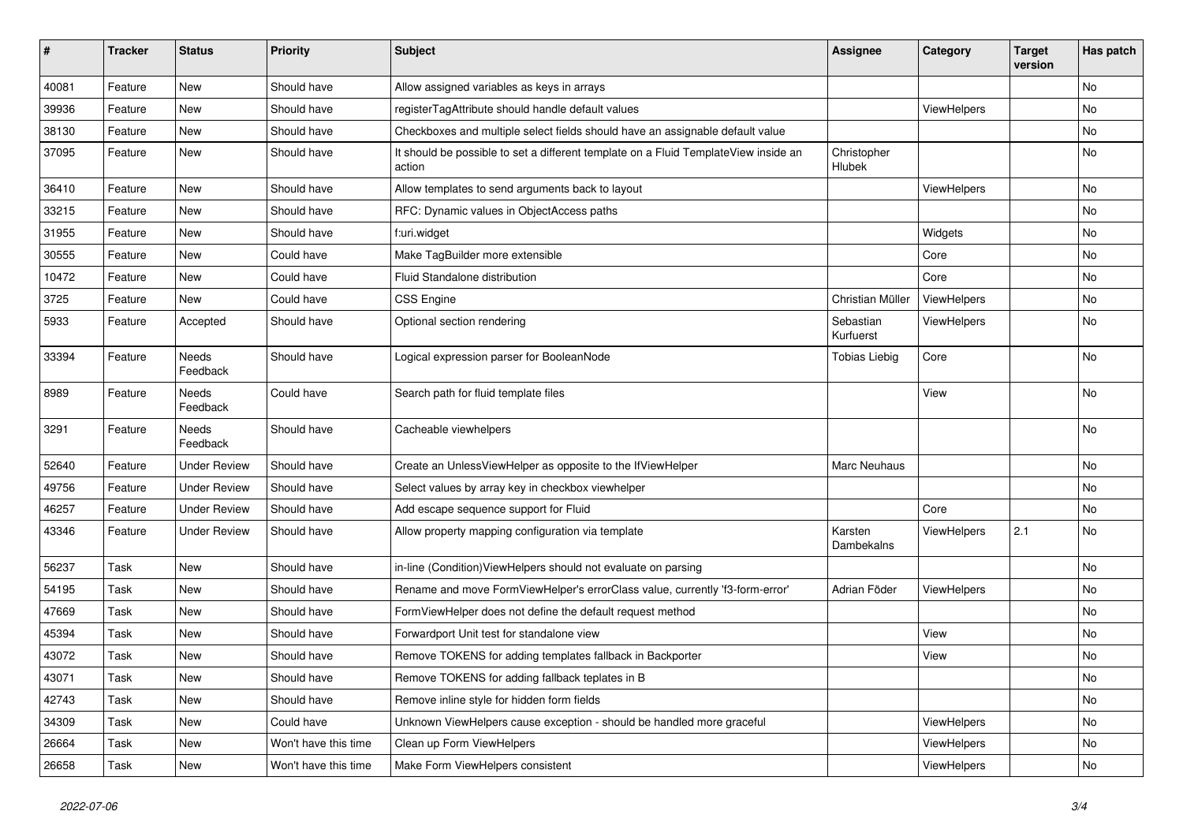| # | Tracker | Status | Priority | Subject | Assignee | Category | Target version | Has patch |
|---|---|---|---|---|---|---|---|---|
| 40081 | Feature | New | Should have | Allow assigned variables as keys in arrays | | | | No |
| 39936 | Feature | New | Should have | registerTagAttribute should handle default values | | ViewHelpers | | No |
| 38130 | Feature | New | Should have | Checkboxes and multiple select fields should have an assignable default value | | | | No |
| 37095 | Feature | New | Should have | It should be possible to set a different template on a Fluid TemplateView inside an action | Christopher Hlubek | | | No |
| 36410 | Feature | New | Should have | Allow templates to send arguments back to layout | | ViewHelpers | | No |
| 33215 | Feature | New | Should have | RFC: Dynamic values in ObjectAccess paths | | | | No |
| 31955 | Feature | New | Should have | f:uri.widget | | Widgets | | No |
| 30555 | Feature | New | Could have | Make TagBuilder more extensible | | Core | | No |
| 10472 | Feature | New | Could have | Fluid Standalone distribution | | Core | | No |
| 3725 | Feature | New | Could have | CSS Engine | Christian Müller | ViewHelpers | | No |
| 5933 | Feature | Accepted | Should have | Optional section rendering | Sebastian Kurfuerst | ViewHelpers | | No |
| 33394 | Feature | Needs Feedback | Should have | Logical expression parser for BooleanNode | Tobias Liebig | Core | | No |
| 8989 | Feature | Needs Feedback | Could have | Search path for fluid template files | | View | | No |
| 3291 | Feature | Needs Feedback | Should have | Cacheable viewhelpers | | | | No |
| 52640 | Feature | Under Review | Should have | Create an UnlessViewHelper as opposite to the IfViewHelper | Marc Neuhaus | | | No |
| 49756 | Feature | Under Review | Should have | Select values by array key in checkbox viewhelper | | | | No |
| 46257 | Feature | Under Review | Should have | Add escape sequence support for Fluid | | Core | | No |
| 43346 | Feature | Under Review | Should have | Allow property mapping configuration via template | Karsten Dambekalns | ViewHelpers | 2.1 | No |
| 56237 | Task | New | Should have | in-line (Condition)ViewHelpers should not evaluate on parsing | | | | No |
| 54195 | Task | New | Should have | Rename and move FormViewHelper's errorClass value, currently 'f3-form-error' | Adrian Föder | ViewHelpers | | No |
| 47669 | Task | New | Should have | FormViewHelper does not define the default request method | | | | No |
| 45394 | Task | New | Should have | Forwardport Unit test for standalone view | | View | | No |
| 43072 | Task | New | Should have | Remove TOKENS for adding templates fallback in Backporter | | View | | No |
| 43071 | Task | New | Should have | Remove TOKENS for adding fallback teplates in B | | | | No |
| 42743 | Task | New | Should have | Remove inline style for hidden form fields | | | | No |
| 34309 | Task | New | Could have | Unknown ViewHelpers cause exception - should be handled more graceful | | ViewHelpers | | No |
| 26664 | Task | New | Won't have this time | Clean up Form ViewHelpers | | ViewHelpers | | No |
| 26658 | Task | New | Won't have this time | Make Form ViewHelpers consistent | | ViewHelpers | | No |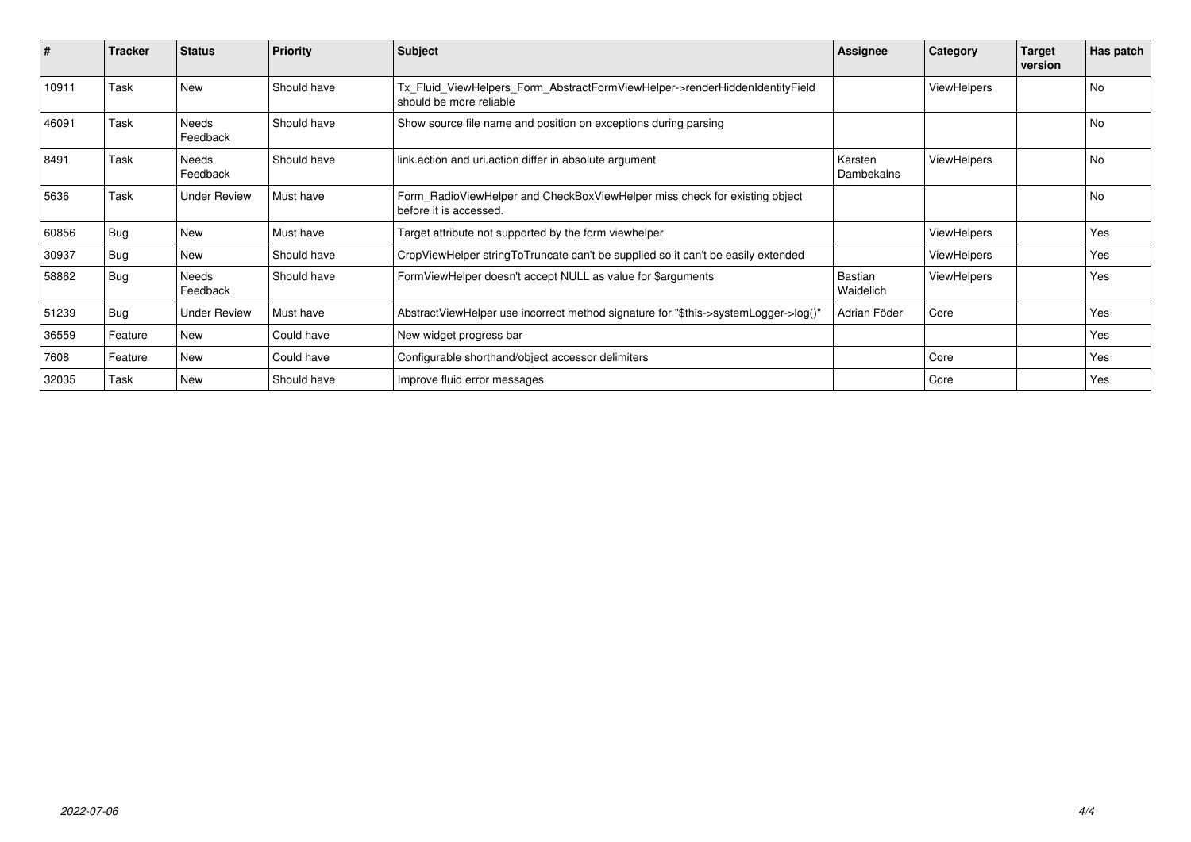| # | Tracker | Status | Priority | Subject | Assignee | Category | Target version | Has patch |
|---|---|---|---|---|---|---|---|---|
| 10911 | Task | New | Should have | Tx_Fluid_ViewHelpers_Form_AbstractFormViewHelper->renderHiddenIdentityField should be more reliable | | ViewHelpers | | No |
| 46091 | Task | Needs Feedback | Should have | Show source file name and position on exceptions during parsing | | | | No |
| 8491 | Task | Needs Feedback | Should have | link.action and uri.action differ in absolute argument | Karsten Dambekalns | ViewHelpers | | No |
| 5636 | Task | Under Review | Must have | Form_RadioViewHelper and CheckBoxViewHelper miss check for existing object before it is accessed. | | | | No |
| 60856 | Bug | New | Must have | Target attribute not supported by the form viewhelper | | ViewHelpers | | Yes |
| 30937 | Bug | New | Should have | CropViewHelper stringToTruncate can't be supplied so it can't be easily extended | | ViewHelpers | | Yes |
| 58862 | Bug | Needs Feedback | Should have | FormViewHelper doesn't accept NULL as value for $arguments | Bastian Waidelich | ViewHelpers | | Yes |
| 51239 | Bug | Under Review | Must have | AbstractViewHelper use incorrect method signature for "$this->systemLogger->log()" | Adrian Föder | Core | | Yes |
| 36559 | Feature | New | Could have | New widget progress bar | | | | Yes |
| 7608 | Feature | New | Could have | Configurable shorthand/object accessor delimiters | | Core | | Yes |
| 32035 | Task | New | Should have | Improve fluid error messages | | Core | | Yes |

2022-07-06